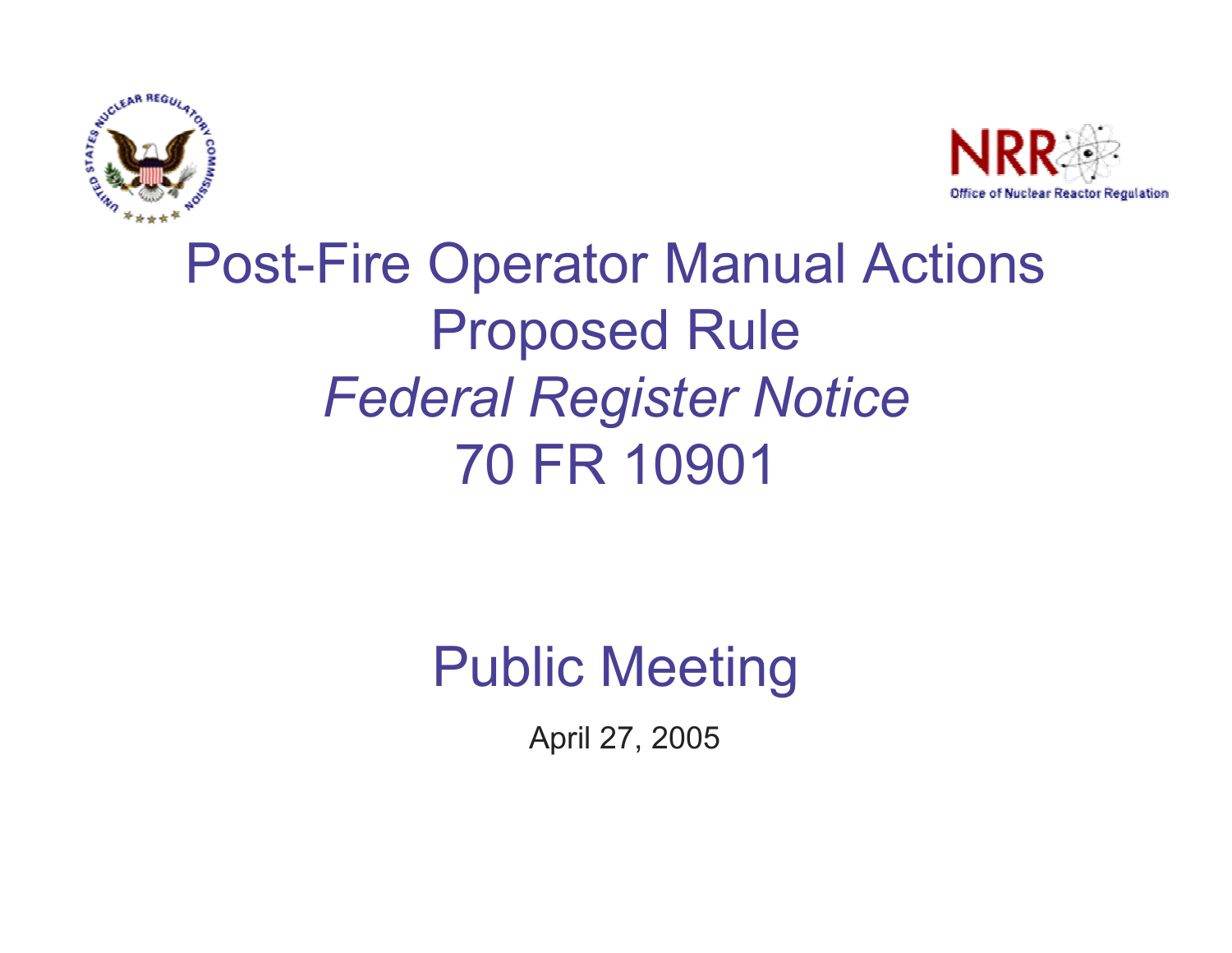# Post-Fire Operator Manual Actions Proposed Rule *Federal Register Notice* 70 FR 10901

## Public Meeting

April 27, 2005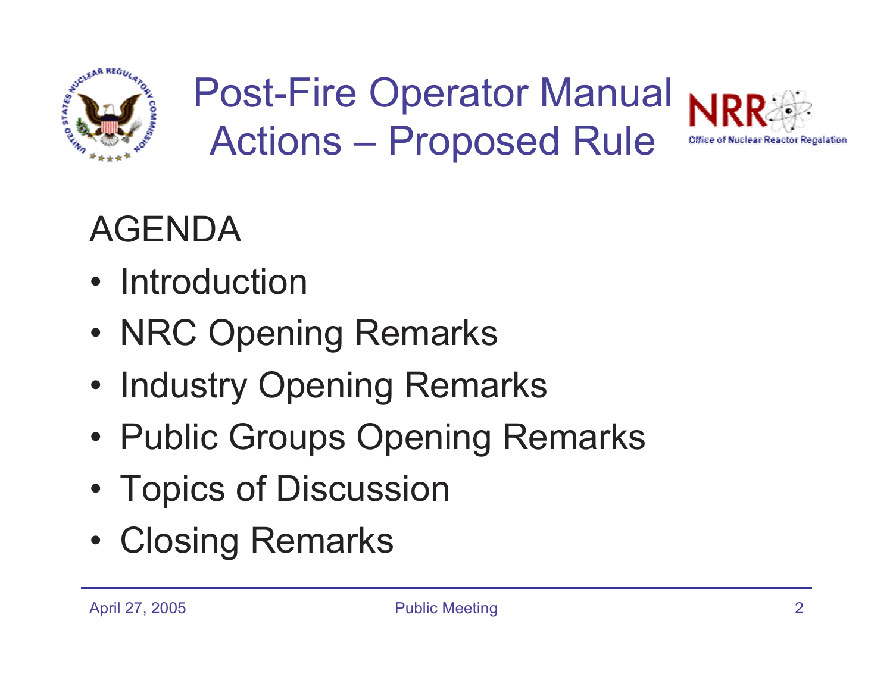# Post-Fire Operator Manual Actions – Proposed Rule

## AGENDA

- Introduction
- NRC Opening Remarks
- Industry Opening Remarks
- Public Groups Opening Remarks
- Topics of Discussion
- Closing Remarks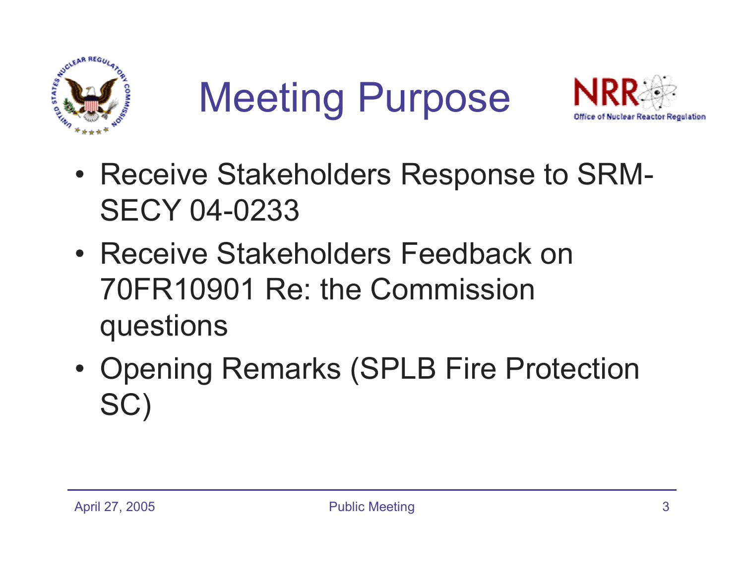# Meeting Purpose

- Receive Stakeholders Response to SRM-SECY 04-0233
- Receive Stakeholders Feedback on 70FR10901 Re: the Commission questions
- Opening Remarks (SPLB Fire Protection SC)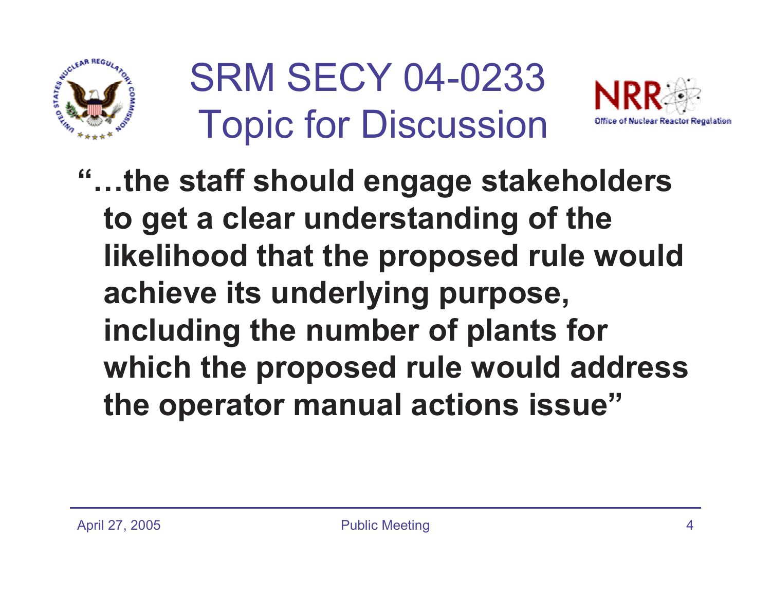# SRM SECY 04-0233 Topic for Discussion

**"…the staff should engage stakeholders to get a clear understanding of the likelihood that the proposed rule would achieve its underlying purpose, including the number of plants for which the proposed rule would address the operator manual actions issue"**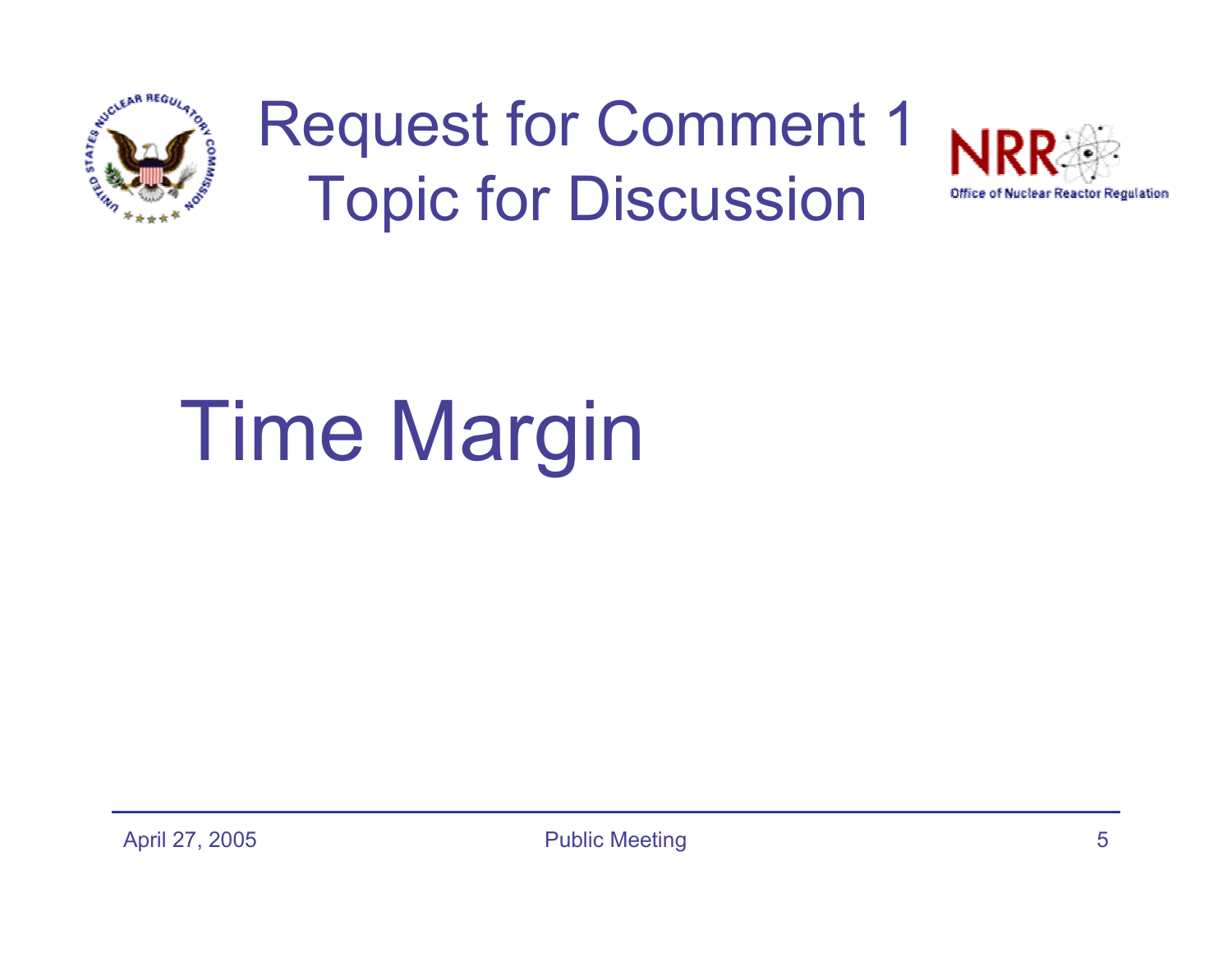# Request for Comment 1
# Topic for Discussion

## Time Margin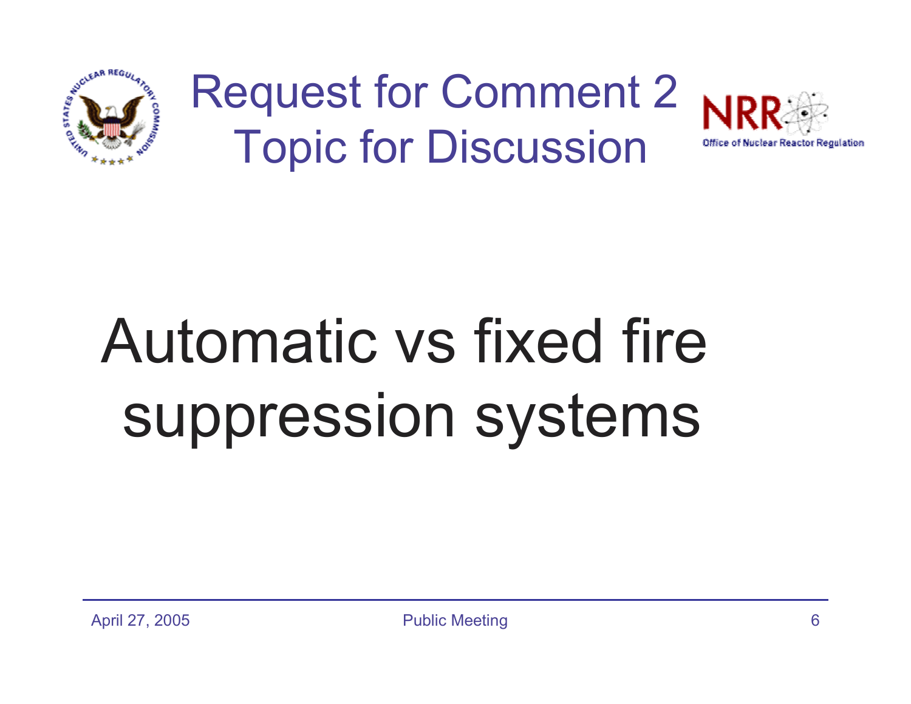# Request for Comment 2
# Topic for Discussion

Automatic vs fixed fire suppression systems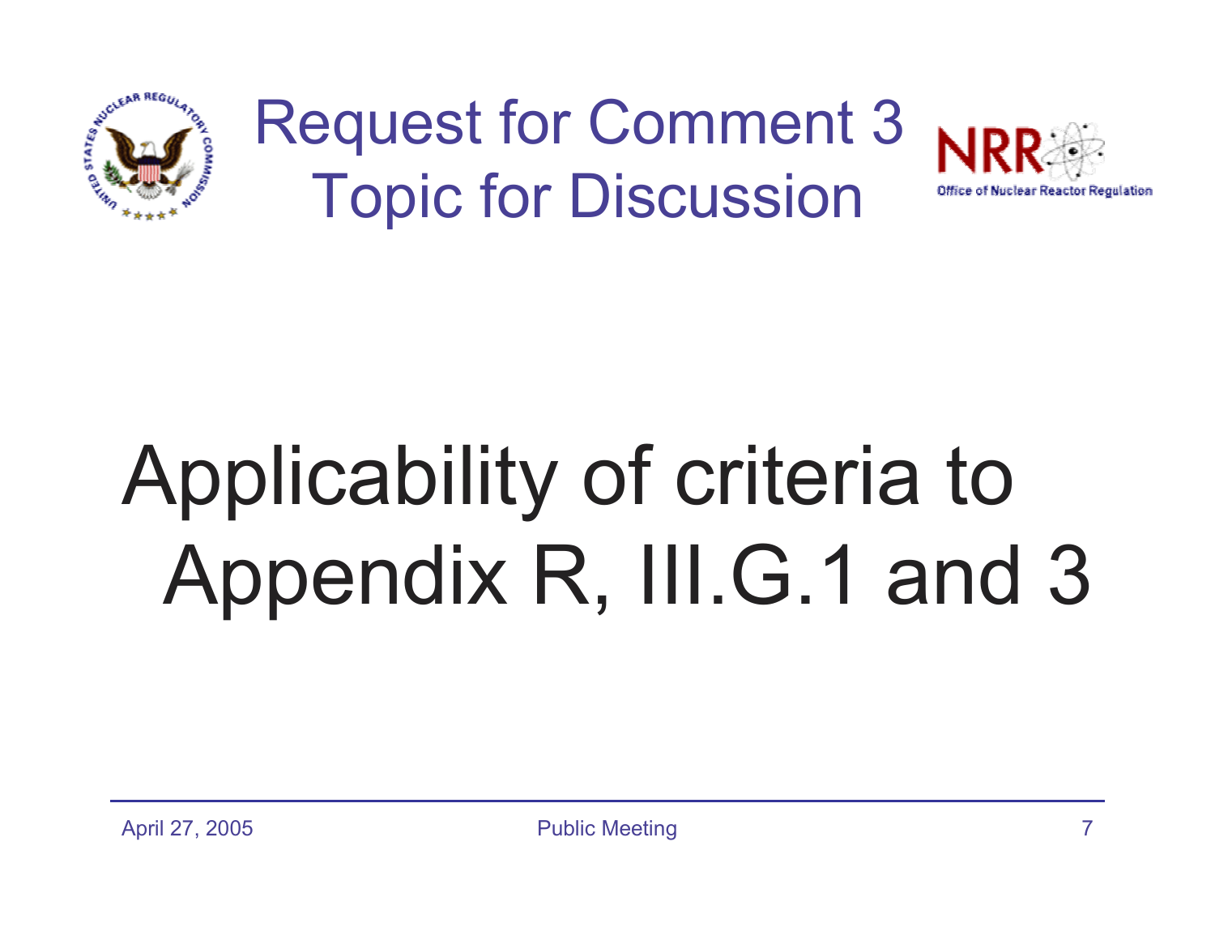# Request for Comment 3 Topic for Discussion

Applicability of criteria to Appendix R, III.G.1 and 3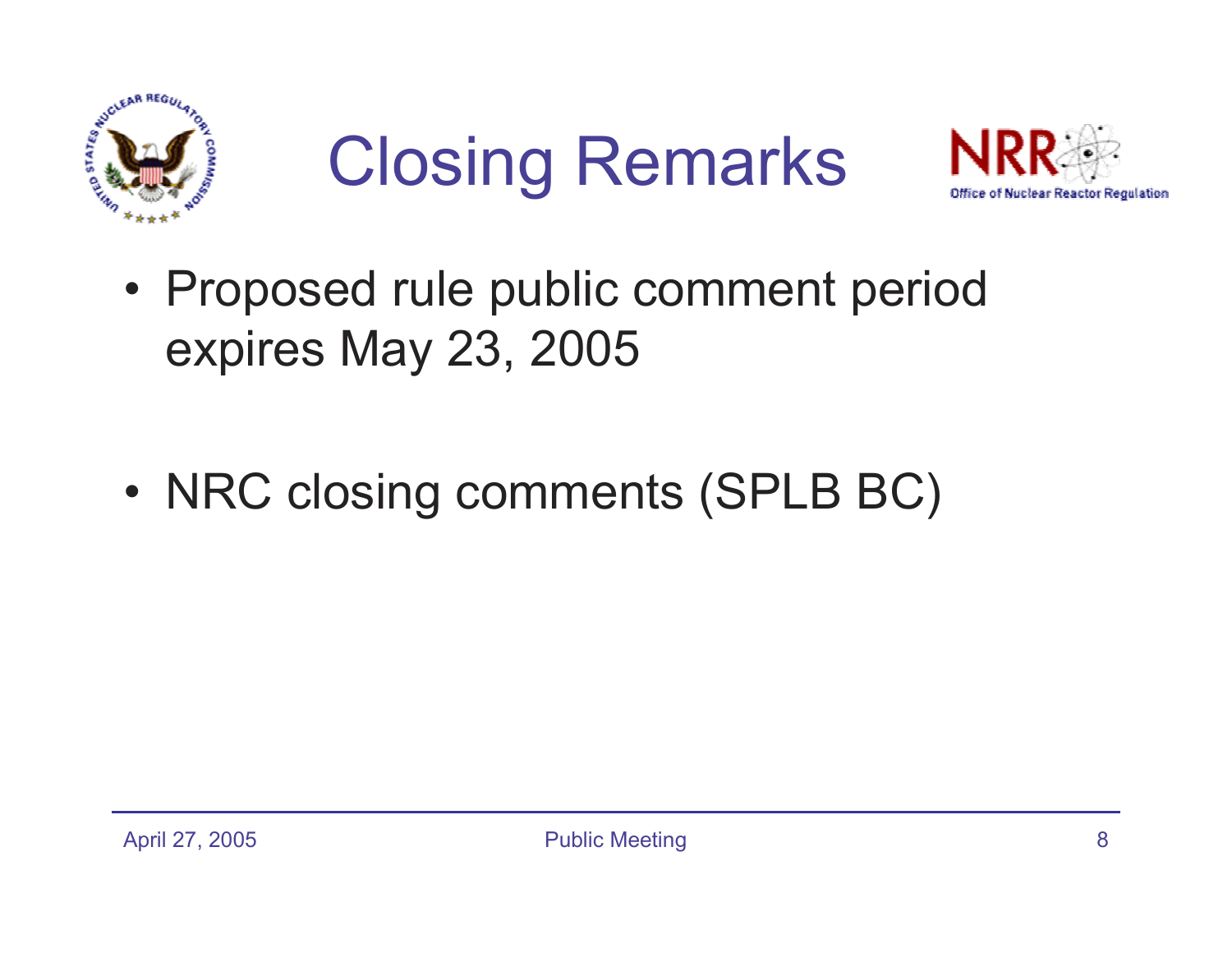# Closing Remarks

- Proposed rule public comment period expires May 23, 2005
- NRC closing comments (SPLB BC)